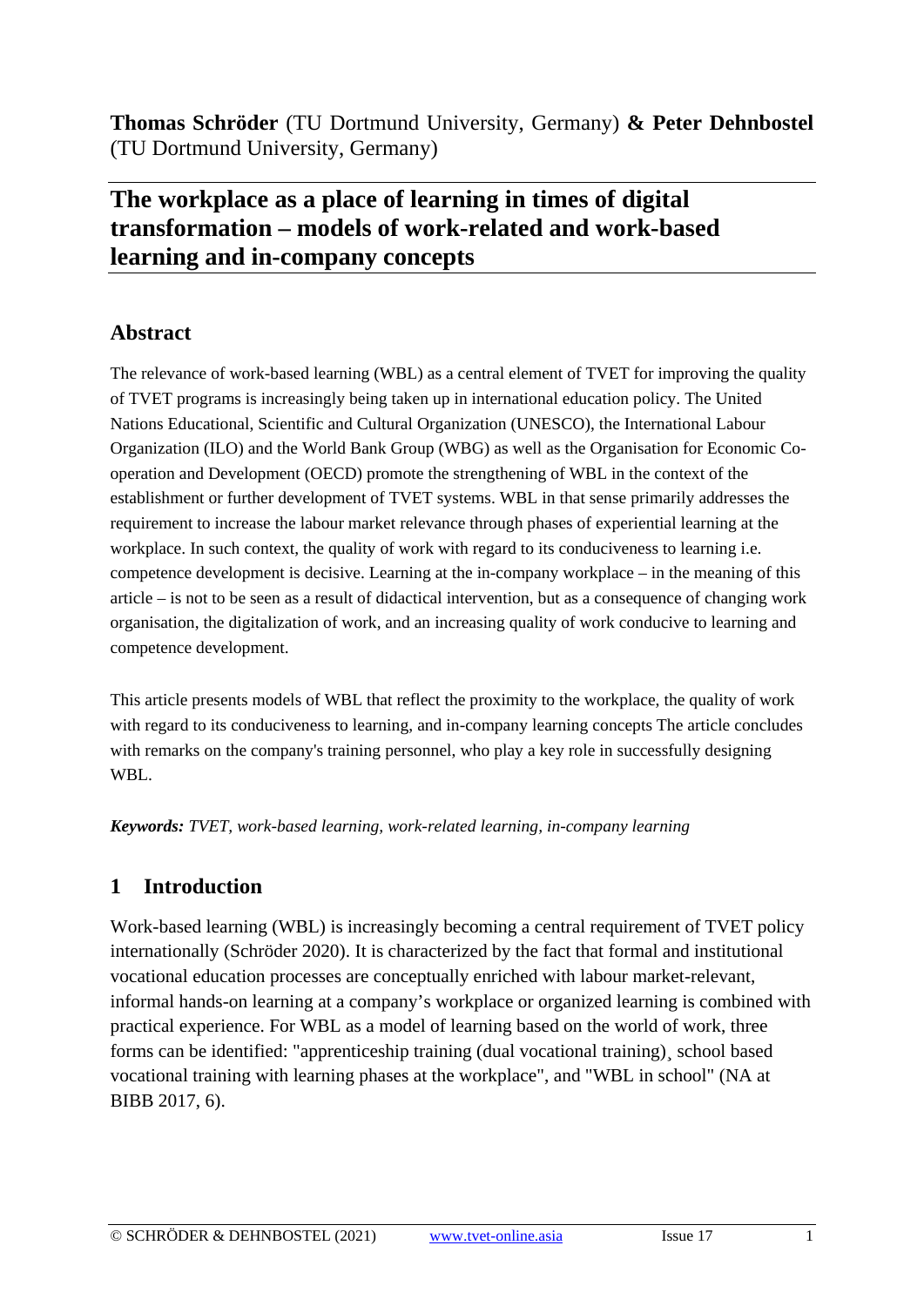**Thomas Schröder** (TU Dortmund University, Germany) **& Peter Dehnbostel** (TU Dortmund University, Germany)

# The workplace as a place of learning in times of digital transformation – models of work-related and work-based learning and in-company concepts

## Abstract

The relevance of work-based learning (WBL) as a central element of TVET for improving the quality of TVET programs is increasingly being taken up in international education policy. The United Nations Educational, Scientific and Cultural Organization (UNESCO), the International Labour Organization (ILO) and the World Bank Group (WBG) as well as the Organisation for Economic Co-operation and Development (OECD) promote the strengthening of WBL in the context of the establishment or further development of TVET systems. WBL in that sense primarily addresses the requirement to increase the labour market relevance through phases of experiential learning at the workplace. In such context, the quality of work with regard to its conduciveness to learning i.e. competence development is decisive. Learning at the in-company workplace – in the meaning of this article – is not to be seen as a result of didactical intervention, but as a consequence of changing work organisation, the digitalization of work, and an increasing quality of work conducive to learning and competence development.

This article presents models of WBL that reflect the proximity to the workplace, the quality of work with regard to its conduciveness to learning, and in-company learning concepts The article concludes with remarks on the company's training personnel, who play a key role in successfully designing WBL.

***Keywords:*** *TVET, work-based learning, work-related learning, in-company learning*

## 1 Introduction

Work-based learning (WBL) is increasingly becoming a central requirement of TVET policy internationally (Schröder 2020). It is characterized by the fact that formal and institutional vocational education processes are conceptually enriched with labour market-relevant, informal hands-on learning at a company's workplace or organized learning is combined with practical experience. For WBL as a model of learning based on the world of work, three forms can be identified: "apprenticeship training (dual vocational training)¸ school based vocational training with learning phases at the workplace", and "WBL in school" (NA at BIBB 2017, 6).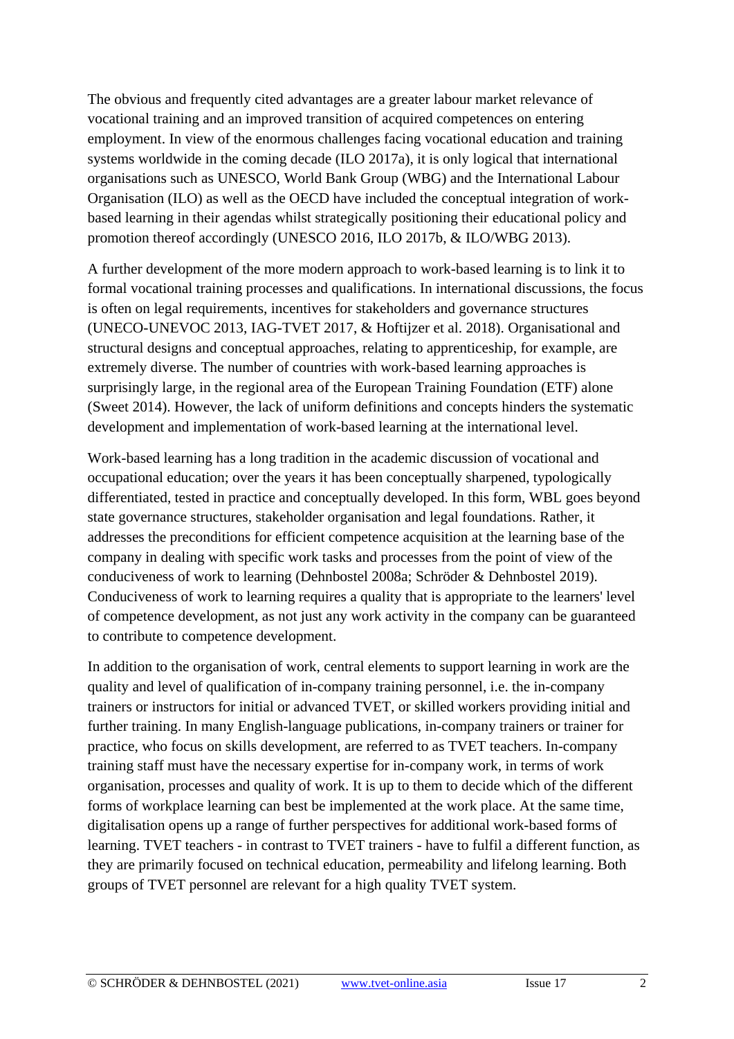The obvious and frequently cited advantages are a greater labour market relevance of vocational training and an improved transition of acquired competences on entering employment. In view of the enormous challenges facing vocational education and training systems worldwide in the coming decade (ILO 2017a), it is only logical that international organisations such as UNESCO, World Bank Group (WBG) and the International Labour Organisation (ILO) as well as the OECD have included the conceptual integration of work-based learning in their agendas whilst strategically positioning their educational policy and promotion thereof accordingly (UNESCO 2016, ILO 2017b, & ILO/WBG 2013).

A further development of the more modern approach to work-based learning is to link it to formal vocational training processes and qualifications. In international discussions, the focus is often on legal requirements, incentives for stakeholders and governance structures (UNECO-UNEVOC 2013, IAG-TVET 2017, & Hoftijzer et al. 2018). Organisational and structural designs and conceptual approaches, relating to apprenticeship, for example, are extremely diverse. The number of countries with work-based learning approaches is surprisingly large, in the regional area of the European Training Foundation (ETF) alone (Sweet 2014). However, the lack of uniform definitions and concepts hinders the systematic development and implementation of work-based learning at the international level.

Work-based learning has a long tradition in the academic discussion of vocational and occupational education; over the years it has been conceptually sharpened, typologically differentiated, tested in practice and conceptually developed. In this form, WBL goes beyond state governance structures, stakeholder organisation and legal foundations. Rather, it addresses the preconditions for efficient competence acquisition at the learning base of the company in dealing with specific work tasks and processes from the point of view of the conduciveness of work to learning (Dehnbostel 2008a; Schröder & Dehnbostel 2019). Conduciveness of work to learning requires a quality that is appropriate to the learners' level of competence development, as not just any work activity in the company can be guaranteed to contribute to competence development.

In addition to the organisation of work, central elements to support learning in work are the quality and level of qualification of in-company training personnel, i.e. the in-company trainers or instructors for initial or advanced TVET, or skilled workers providing initial and further training. In many English-language publications, in-company trainers or trainer for practice, who focus on skills development, are referred to as TVET teachers. In-company training staff must have the necessary expertise for in-company work, in terms of work organisation, processes and quality of work. It is up to them to decide which of the different forms of workplace learning can best be implemented at the work place. At the same time, digitalisation opens up a range of further perspectives for additional work-based forms of learning. TVET teachers - in contrast to TVET trainers - have to fulfil a different function, as they are primarily focused on technical education, permeability and lifelong learning. Both groups of TVET personnel are relevant for a high quality TVET system.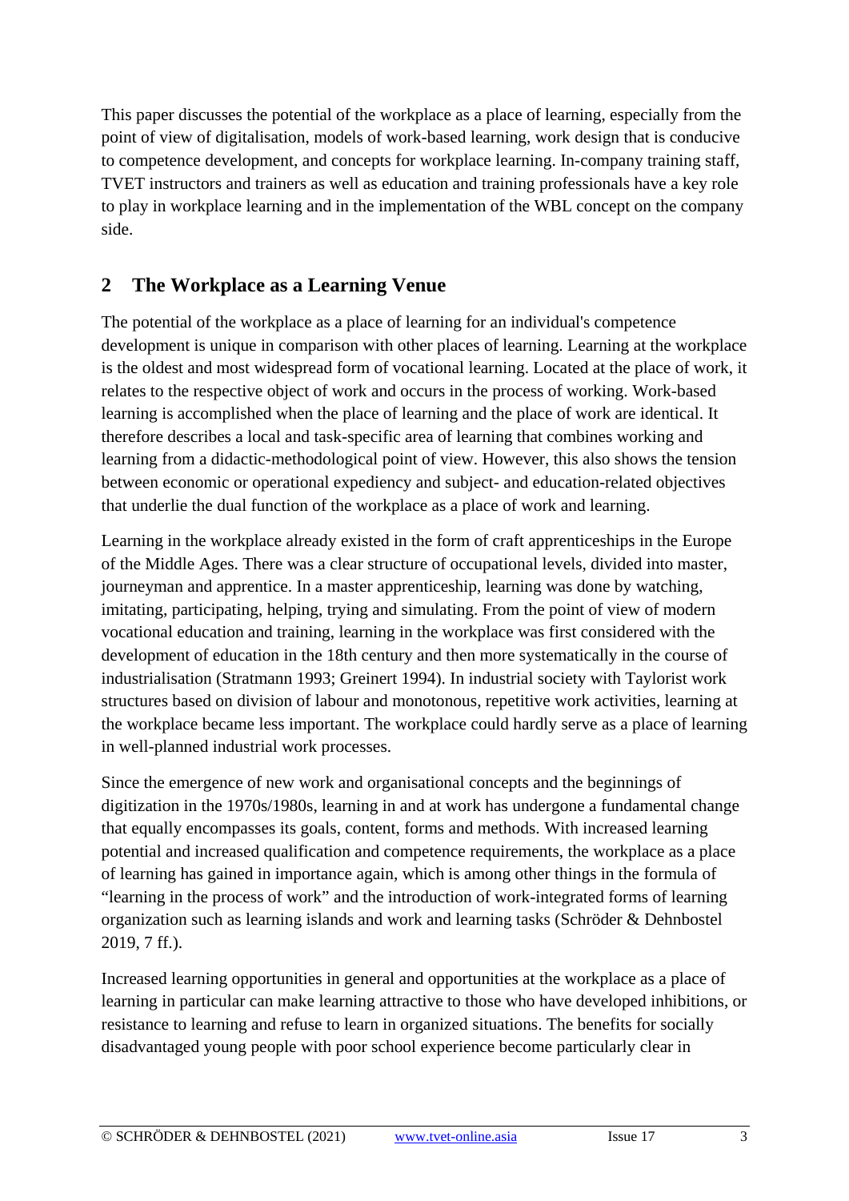This paper discusses the potential of the workplace as a place of learning, especially from the point of view of digitalisation, models of work-based learning, work design that is conducive to competence development, and concepts for workplace learning. In-company training staff, TVET instructors and trainers as well as education and training professionals have a key role to play in workplace learning and in the implementation of the WBL concept on the company side.

## 2 The Workplace as a Learning Venue

The potential of the workplace as a place of learning for an individual's competence development is unique in comparison with other places of learning. Learning at the workplace is the oldest and most widespread form of vocational learning. Located at the place of work, it relates to the respective object of work and occurs in the process of working. Work-based learning is accomplished when the place of learning and the place of work are identical. It therefore describes a local and task-specific area of learning that combines working and learning from a didactic-methodological point of view. However, this also shows the tension between economic or operational expediency and subject- and education-related objectives that underlie the dual function of the workplace as a place of work and learning.

Learning in the workplace already existed in the form of craft apprenticeships in the Europe of the Middle Ages. There was a clear structure of occupational levels, divided into master, journeyman and apprentice. In a master apprenticeship, learning was done by watching, imitating, participating, helping, trying and simulating. From the point of view of modern vocational education and training, learning in the workplace was first considered with the development of education in the 18th century and then more systematically in the course of industrialisation (Stratmann 1993; Greinert 1994). In industrial society with Taylorist work structures based on division of labour and monotonous, repetitive work activities, learning at the workplace became less important. The workplace could hardly serve as a place of learning in well-planned industrial work processes.

Since the emergence of new work and organisational concepts and the beginnings of digitization in the 1970s/1980s, learning in and at work has undergone a fundamental change that equally encompasses its goals, content, forms and methods. With increased learning potential and increased qualification and competence requirements, the workplace as a place of learning has gained in importance again, which is among other things in the formula of "learning in the process of work" and the introduction of work-integrated forms of learning organization such as learning islands and work and learning tasks (Schröder & Dehnbostel 2019, 7 ff.).

Increased learning opportunities in general and opportunities at the workplace as a place of learning in particular can make learning attractive to those who have developed inhibitions, or resistance to learning and refuse to learn in organized situations. The benefits for socially disadvantaged young people with poor school experience become particularly clear in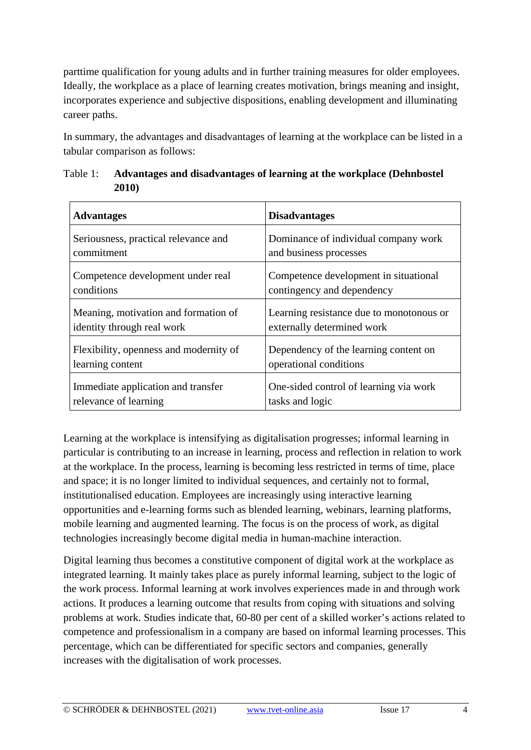parttime qualification for young adults and in further training measures for older employees. Ideally, the workplace as a place of learning creates motivation, brings meaning and insight, incorporates experience and subjective dispositions, enabling development and illuminating career paths.

In summary, the advantages and disadvantages of learning at the workplace can be listed in a tabular comparison as follows:

Table 1: **Advantages and disadvantages of learning at the workplace (Dehnbostel 2010)**

| **Advantages** | **Disadvantages** |
|---|---|
| Seriousness, practical relevance and commitment | Dominance of individual company work and business processes |
| Competence development under real conditions | Competence development in situational contingency and dependency |
| Meaning, motivation and formation of identity through real work | Learning resistance due to monotonous or externally determined work |
| Flexibility, openness and modernity of learning content | Dependency of the learning content on operational conditions |
| Immediate application and transfer relevance of learning | One-sided control of learning via work tasks and logic |

Learning at the workplace is intensifying as digitalisation progresses; informal learning in particular is contributing to an increase in learning, process and reflection in relation to work at the workplace. In the process, learning is becoming less restricted in terms of time, place and space; it is no longer limited to individual sequences, and certainly not to formal, institutionalised education. Employees are increasingly using interactive learning opportunities and e-learning forms such as blended learning, webinars, learning platforms, mobile learning and augmented learning. The focus is on the process of work, as digital technologies increasingly become digital media in human-machine interaction.

Digital learning thus becomes a constitutive component of digital work at the workplace as integrated learning. It mainly takes place as purely informal learning, subject to the logic of the work process. Informal learning at work involves experiences made in and through work actions. It produces a learning outcome that results from coping with situations and solving problems at work. Studies indicate that, 60-80 per cent of a skilled worker's actions related to competence and professionalism in a company are based on informal learning processes. This percentage, which can be differentiated for specific sectors and companies, generally increases with the digitalisation of work processes.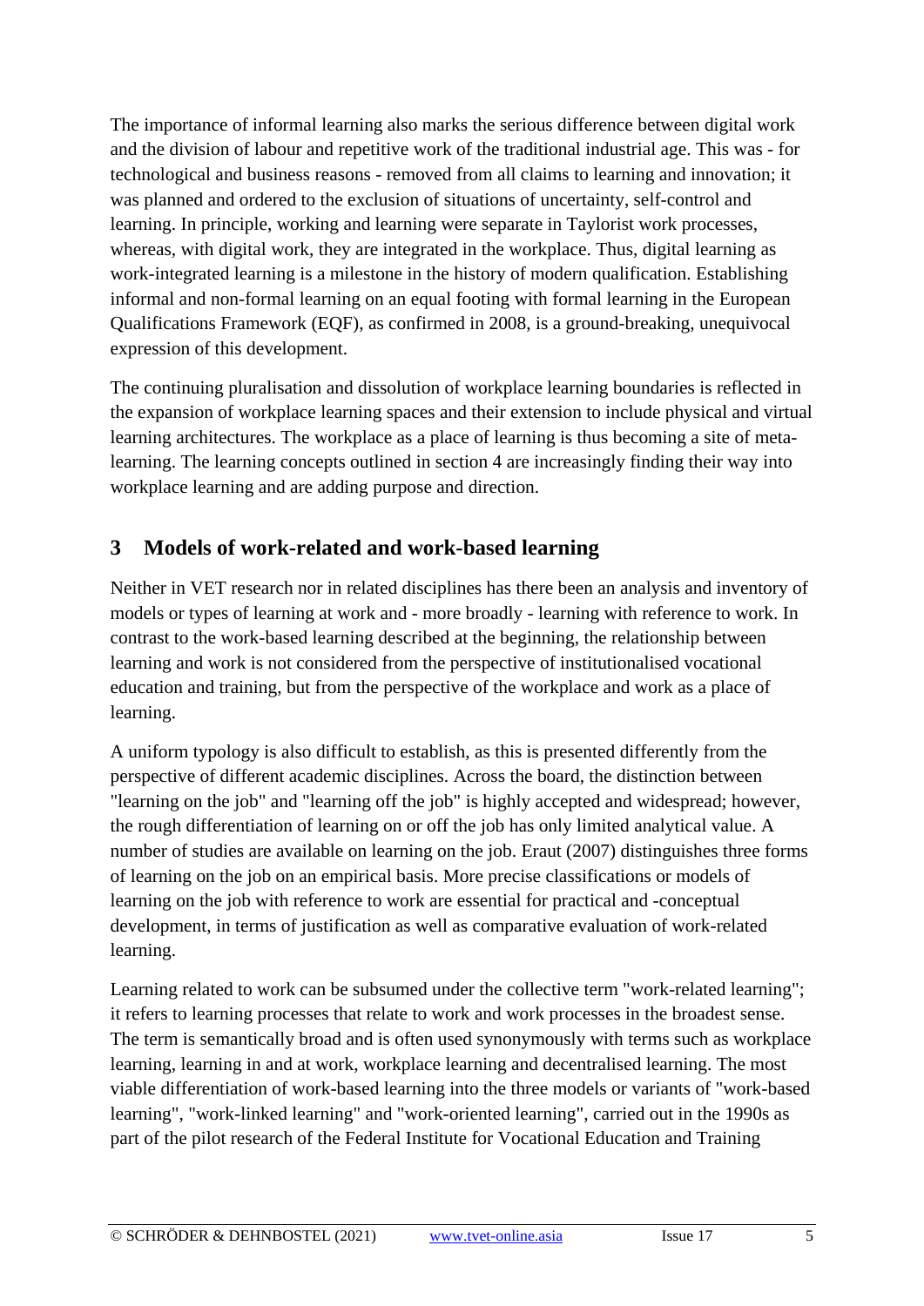The importance of informal learning also marks the serious difference between digital work and the division of labour and repetitive work of the traditional industrial age. This was - for technological and business reasons - removed from all claims to learning and innovation; it was planned and ordered to the exclusion of situations of uncertainty, self-control and learning. In principle, working and learning were separate in Taylorist work processes, whereas, with digital work, they are integrated in the workplace. Thus, digital learning as work-integrated learning is a milestone in the history of modern qualification. Establishing informal and non-formal learning on an equal footing with formal learning in the European Qualifications Framework (EQF), as confirmed in 2008, is a ground-breaking, unequivocal expression of this development.

The continuing pluralisation and dissolution of workplace learning boundaries is reflected in the expansion of workplace learning spaces and their extension to include physical and virtual learning architectures. The workplace as a place of learning is thus becoming a site of meta-learning. The learning concepts outlined in section 4 are increasingly finding their way into workplace learning and are adding purpose and direction.

## 3 Models of work-related and work-based learning

Neither in VET research nor in related disciplines has there been an analysis and inventory of models or types of learning at work and - more broadly - learning with reference to work. In contrast to the work-based learning described at the beginning, the relationship between learning and work is not considered from the perspective of institutionalised vocational education and training, but from the perspective of the workplace and work as a place of learning.

A uniform typology is also difficult to establish, as this is presented differently from the perspective of different academic disciplines. Across the board, the distinction between "learning on the job" and "learning off the job" is highly accepted and widespread; however, the rough differentiation of learning on or off the job has only limited analytical value. A number of studies are available on learning on the job. Eraut (2007) distinguishes three forms of learning on the job on an empirical basis. More precise classifications or models of learning on the job with reference to work are essential for practical and -conceptual development, in terms of justification as well as comparative evaluation of work-related learning.

Learning related to work can be subsumed under the collective term "work-related learning"; it refers to learning processes that relate to work and work processes in the broadest sense. The term is semantically broad and is often used synonymously with terms such as workplace learning, learning in and at work, workplace learning and decentralised learning. The most viable differentiation of work-based learning into the three models or variants of "work-based learning", "work-linked learning" and "work-oriented learning", carried out in the 1990s as part of the pilot research of the Federal Institute for Vocational Education and Training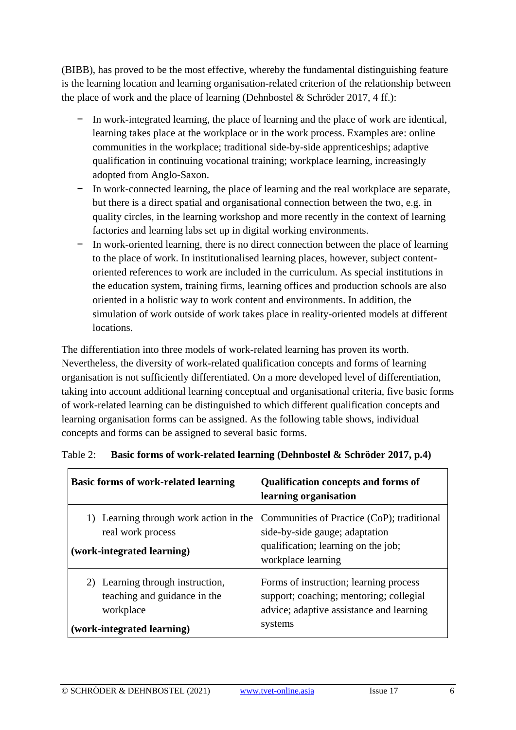(BIBB), has proved to be the most effective, whereby the fundamental distinguishing feature is the learning location and learning organisation-related criterion of the relationship between the place of work and the place of learning (Dehnbostel & Schröder 2017, 4 ff.):

- In work-integrated learning, the place of learning and the place of work are identical, learning takes place at the workplace or in the work process. Examples are: online communities in the workplace; traditional side-by-side apprenticeships; adaptive qualification in continuing vocational training; workplace learning, increasingly adopted from Anglo-Saxon.
- In work-connected learning, the place of learning and the real workplace are separate, but there is a direct spatial and organisational connection between the two, e.g. in quality circles, in the learning workshop and more recently in the context of learning factories and learning labs set up in digital working environments.
- In work-oriented learning, there is no direct connection between the place of learning to the place of work. In institutionalised learning places, however, subject content-oriented references to work are included in the curriculum. As special institutions in the education system, training firms, learning offices and production schools are also oriented in a holistic way to work content and environments. In addition, the simulation of work outside of work takes place in reality-oriented models at different locations.

The differentiation into three models of work-related learning has proven its worth. Nevertheless, the diversity of work-related qualification concepts and forms of learning organisation is not sufficiently differentiated. On a more developed level of differentiation, taking into account additional learning conceptual and organisational criteria, five basic forms of work-related learning can be distinguished to which different qualification concepts and learning organisation forms can be assigned. As the following table shows, individual concepts and forms can be assigned to several basic forms.

Table 2: **Basic forms of work-related learning (Dehnbostel & Schröder 2017, p.4)**

| **Basic forms of work-related learning** | **Qualification concepts and forms of learning organisation** |
|---|---|
| 1) Learning through work action in the real work process<br>**(work-integrated learning)** | Communities of Practice (CoP); traditional side-by-side gauge; adaptation qualification; learning on the job; workplace learning |
| 2) Learning through instruction, teaching and guidance in the workplace<br>**(work-integrated learning)** | Forms of instruction; learning process support; coaching; mentoring; collegial advice; adaptive assistance and learning systems |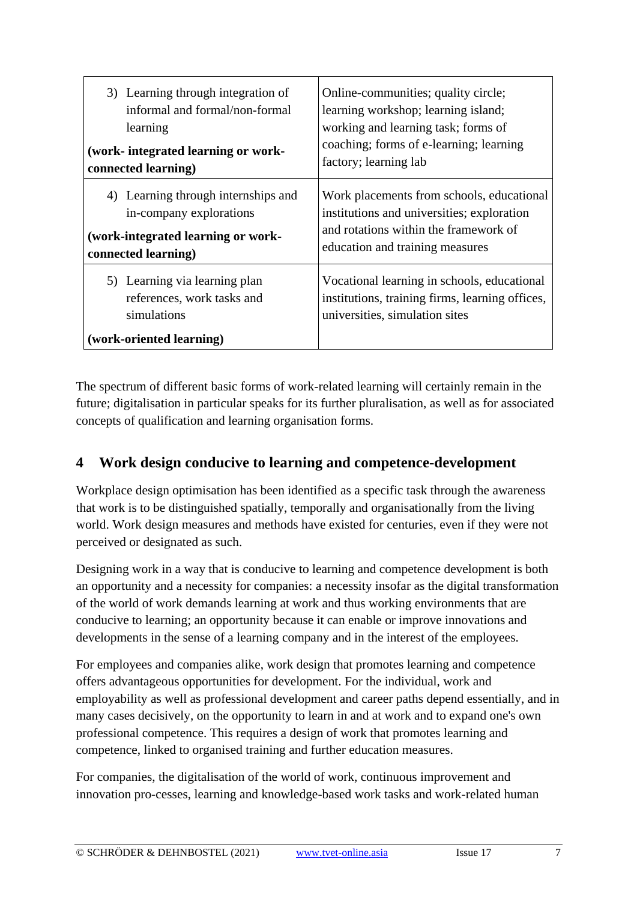| | |
|---|---|
| 3) Learning through integration of informal and formal/non-formal learning<br><br>**(work- integrated learning or work-connected learning)** | Online-communities; quality circle; learning workshop; learning island; working and learning task; forms of coaching; forms of e-learning; learning factory; learning lab |
| 4) Learning through internships and in-company explorations<br><br>**(work-integrated learning or work-connected learning)** | Work placements from schools, educational institutions and universities; exploration and rotations within the framework of education and training measures |
| 5) Learning via learning plan references, work tasks and simulations<br><br>**(work-oriented learning)** | Vocational learning in schools, educational institutions, training firms, learning offices, universities, simulation sites |

The spectrum of different basic forms of work-related learning will certainly remain in the future; digitalisation in particular speaks for its further pluralisation, as well as for associated concepts of qualification and learning organisation forms.

## 4 Work design conducive to learning and competence-development

Workplace design optimisation has been identified as a specific task through the awareness that work is to be distinguished spatially, temporally and organisationally from the living world. Work design measures and methods have existed for centuries, even if they were not perceived or designated as such.

Designing work in a way that is conducive to learning and competence development is both an opportunity and a necessity for companies: a necessity insofar as the digital transformation of the world of work demands learning at work and thus working environments that are conducive to learning; an opportunity because it can enable or improve innovations and developments in the sense of a learning company and in the interest of the employees.

For employees and companies alike, work design that promotes learning and competence offers advantageous opportunities for development. For the individual, work and employability as well as professional development and career paths depend essentially, and in many cases decisively, on the opportunity to learn in and at work and to expand one's own professional competence. This requires a design of work that promotes learning and competence, linked to organised training and further education measures.

For companies, the digitalisation of the world of work, continuous improvement and innovation pro-cesses, learning and knowledge-based work tasks and work-related human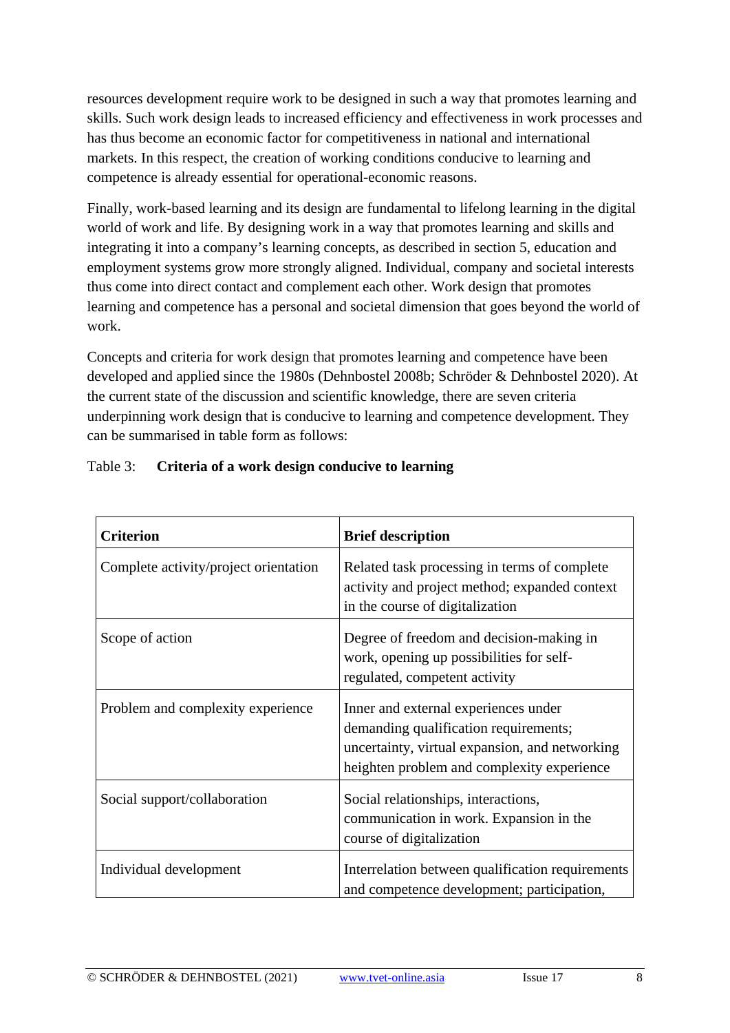resources development require work to be designed in such a way that promotes learning and skills. Such work design leads to increased efficiency and effectiveness in work processes and has thus become an economic factor for competitiveness in national and international markets. In this respect, the creation of working conditions conducive to learning and competence is already essential for operational-economic reasons.

Finally, work-based learning and its design are fundamental to lifelong learning in the digital world of work and life. By designing work in a way that promotes learning and skills and integrating it into a company's learning concepts, as described in section 5, education and employment systems grow more strongly aligned. Individual, company and societal interests thus come into direct contact and complement each other. Work design that promotes learning and competence has a personal and societal dimension that goes beyond the world of work.

Concepts and criteria for work design that promotes learning and competence have been developed and applied since the 1980s (Dehnbostel 2008b; Schröder & Dehnbostel 2020). At the current state of the discussion and scientific knowledge, there are seven criteria underpinning work design that is conducive to learning and competence development. They can be summarised in table form as follows:

Table 3: **Criteria of a work design conducive to learning**

| **Criterion** | **Brief description** |
|---|---|
| Complete activity/project orientation | Related task processing in terms of complete activity and project method; expanded context in the course of digitalization |
| Scope of action | Degree of freedom and decision-making in work, opening up possibilities for self-regulated, competent activity |
| Problem and complexity experience | Inner and external experiences under demanding qualification requirements; uncertainty, virtual expansion, and networking heighten problem and complexity experience |
| Social support/collaboration | Social relationships, interactions, communication in work. Expansion in the course of digitalization |
| Individual development | Interrelation between qualification requirements and competence development; participation, |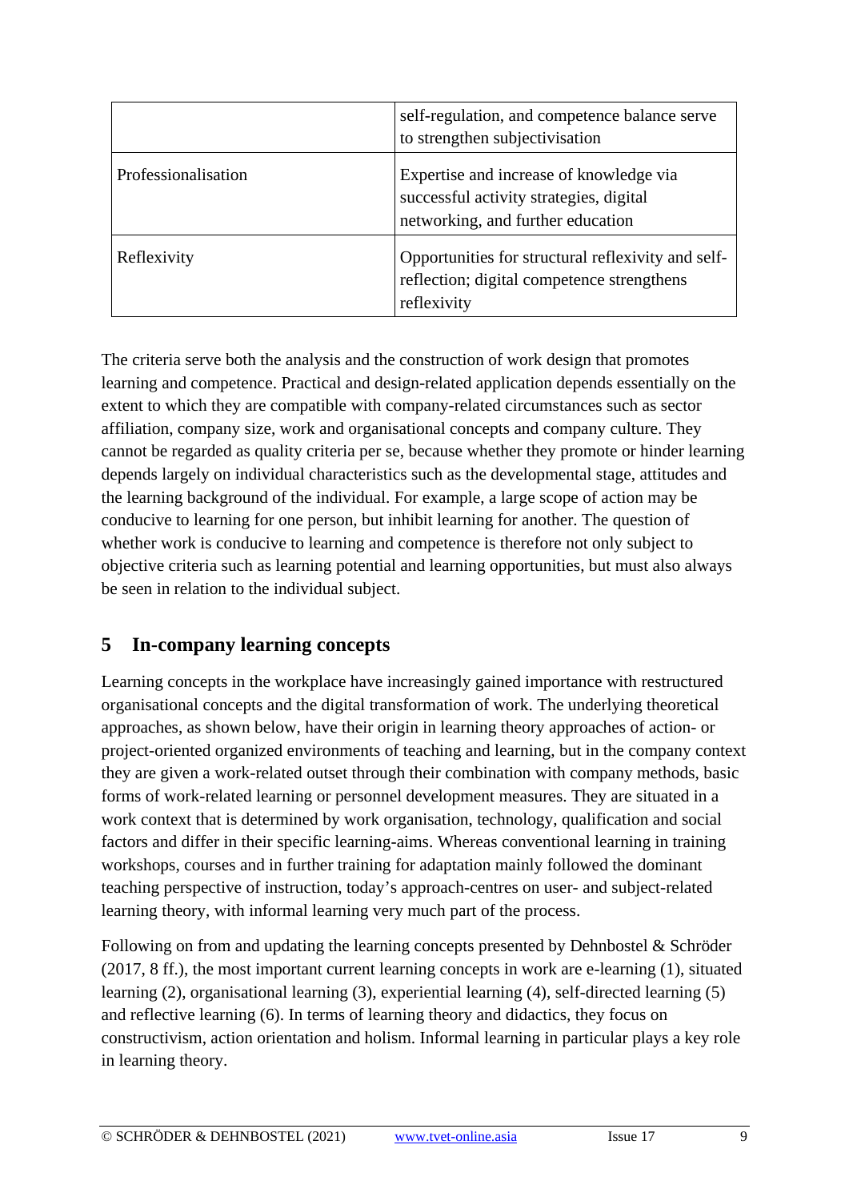| | |
|---|---|
| | self-regulation, and competence balance serve to strengthen subjectivisation |
| Professionalisation | Expertise and increase of knowledge via successful activity strategies, digital networking, and further education |
| Reflexivity | Opportunities for structural reflexivity and self-reflection; digital competence strengthens reflexivity |

The criteria serve both the analysis and the construction of work design that promotes learning and competence. Practical and design-related application depends essentially on the extent to which they are compatible with company-related circumstances such as sector affiliation, company size, work and organisational concepts and company culture. They cannot be regarded as quality criteria per se, because whether they promote or hinder learning depends largely on individual characteristics such as the developmental stage, attitudes and the learning background of the individual. For example, a large scope of action may be conducive to learning for one person, but inhibit learning for another. The question of whether work is conducive to learning and competence is therefore not only subject to objective criteria such as learning potential and learning opportunities, but must also always be seen in relation to the individual subject.

## 5 In-company learning concepts

Learning concepts in the workplace have increasingly gained importance with restructured organisational concepts and the digital transformation of work. The underlying theoretical approaches, as shown below, have their origin in learning theory approaches of action- or project-oriented organized environments of teaching and learning, but in the company context they are given a work-related outset through their combination with company methods, basic forms of work-related learning or personnel development measures. They are situated in a work context that is determined by work organisation, technology, qualification and social factors and differ in their specific learning-aims. Whereas conventional learning in training workshops, courses and in further training for adaptation mainly followed the dominant teaching perspective of instruction, today's approach-centres on user- and subject-related learning theory, with informal learning very much part of the process.

Following on from and updating the learning concepts presented by Dehnbostel & Schröder (2017, 8 ff.), the most important current learning concepts in work are e-learning (1), situated learning (2), organisational learning (3), experiential learning (4), self-directed learning (5) and reflective learning (6). In terms of learning theory and didactics, they focus on constructivism, action orientation and holism. Informal learning in particular plays a key role in learning theory.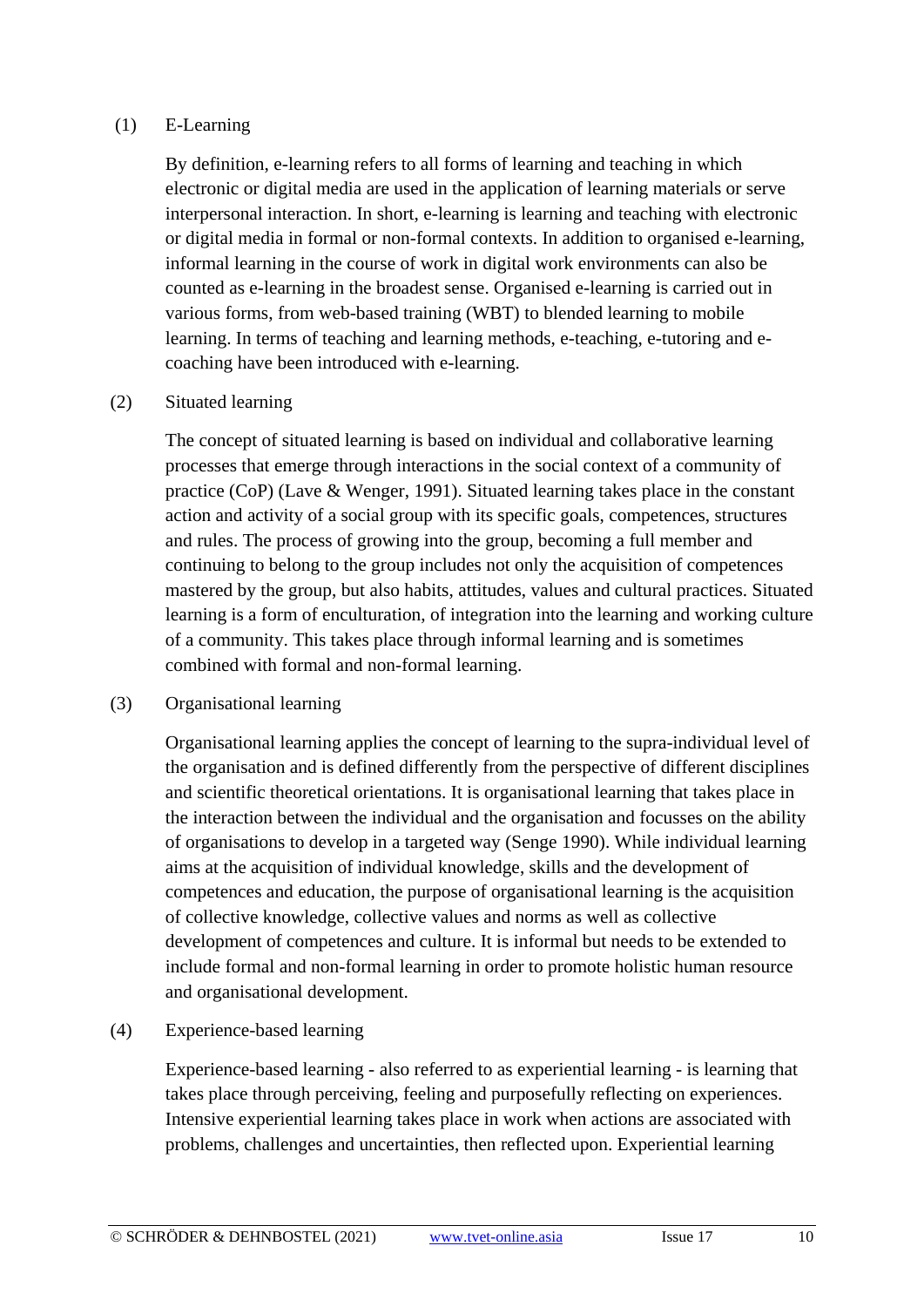(1) E-Learning

By definition, e-learning refers to all forms of learning and teaching in which electronic or digital media are used in the application of learning materials or serve interpersonal interaction. In short, e-learning is learning and teaching with electronic or digital media in formal or non-formal contexts. In addition to organised e-learning, informal learning in the course of work in digital work environments can also be counted as e-learning in the broadest sense. Organised e-learning is carried out in various forms, from web-based training (WBT) to blended learning to mobile learning. In terms of teaching and learning methods, e-teaching, e-tutoring and e-coaching have been introduced with e-learning.

(2) Situated learning

The concept of situated learning is based on individual and collaborative learning processes that emerge through interactions in the social context of a community of practice (CoP) (Lave & Wenger, 1991). Situated learning takes place in the constant action and activity of a social group with its specific goals, competences, structures and rules. The process of growing into the group, becoming a full member and continuing to belong to the group includes not only the acquisition of competences mastered by the group, but also habits, attitudes, values and cultural practices. Situated learning is a form of enculturation, of integration into the learning and working culture of a community. This takes place through informal learning and is sometimes combined with formal and non-formal learning.

(3) Organisational learning

Organisational learning applies the concept of learning to the supra-individual level of the organisation and is defined differently from the perspective of different disciplines and scientific theoretical orientations. It is organisational learning that takes place in the interaction between the individual and the organisation and focusses on the ability of organisations to develop in a targeted way (Senge 1990). While individual learning aims at the acquisition of individual knowledge, skills and the development of competences and education, the purpose of organisational learning is the acquisition of collective knowledge, collective values and norms as well as collective development of competences and culture. It is informal but needs to be extended to include formal and non-formal learning in order to promote holistic human resource and organisational development.

(4) Experience-based learning

Experience-based learning - also referred to as experiential learning - is learning that takes place through perceiving, feeling and purposefully reflecting on experiences. Intensive experiential learning takes place in work when actions are associated with problems, challenges and uncertainties, then reflected upon. Experiential learning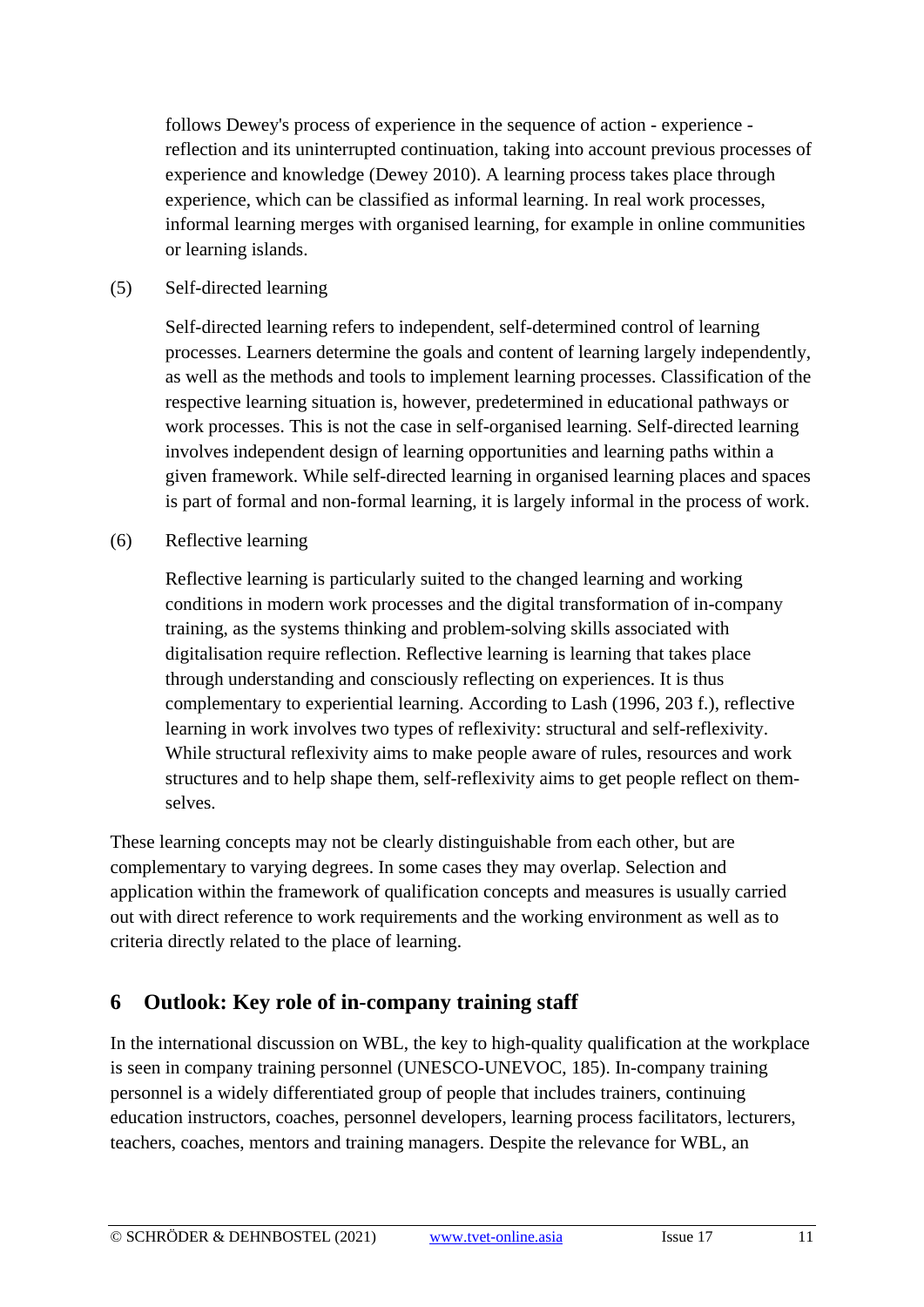follows Dewey's process of experience in the sequence of action - experience - reflection and its uninterrupted continuation, taking into account previous processes of experience and knowledge (Dewey 2010). A learning process takes place through experience, which can be classified as informal learning. In real work processes, informal learning merges with organised learning, for example in online communities or learning islands.

(5) Self-directed learning

Self-directed learning refers to independent, self-determined control of learning processes. Learners determine the goals and content of learning largely independently, as well as the methods and tools to implement learning processes. Classification of the respective learning situation is, however, predetermined in educational pathways or work processes. This is not the case in self-organised learning. Self-directed learning involves independent design of learning opportunities and learning paths within a given framework. While self-directed learning in organised learning places and spaces is part of formal and non-formal learning, it is largely informal in the process of work.

(6) Reflective learning

Reflective learning is particularly suited to the changed learning and working conditions in modern work processes and the digital transformation of in-company training, as the systems thinking and problem-solving skills associated with digitalisation require reflection. Reflective learning is learning that takes place through understanding and consciously reflecting on experiences. It is thus complementary to experiential learning. According to Lash (1996, 203 f.), reflective learning in work involves two types of reflexivity: structural and self-reflexivity. While structural reflexivity aims to make people aware of rules, resources and work structures and to help shape them, self-reflexivity aims to get people reflect on themselves.

These learning concepts may not be clearly distinguishable from each other, but are complementary to varying degrees. In some cases they may overlap. Selection and application within the framework of qualification concepts and measures is usually carried out with direct reference to work requirements and the working environment as well as to criteria directly related to the place of learning.

## 6 Outlook: Key role of in-company training staff

In the international discussion on WBL, the key to high-quality qualification at the workplace is seen in company training personnel (UNESCO-UNEVOC, 185). In-company training personnel is a widely differentiated group of people that includes trainers, continuing education instructors, coaches, personnel developers, learning process facilitators, lecturers, teachers, coaches, mentors and training managers. Despite the relevance for WBL, an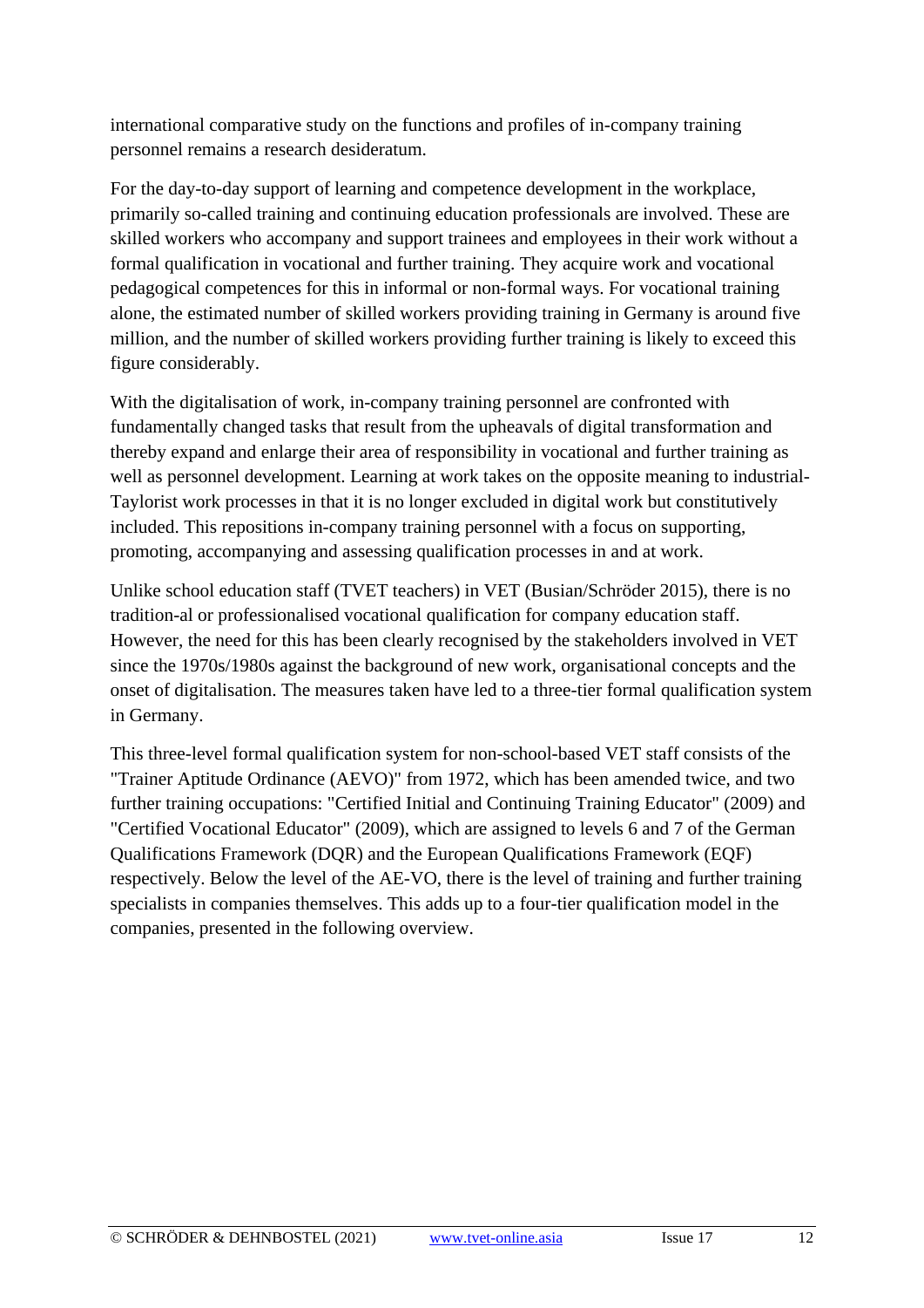international comparative study on the functions and profiles of in-company training personnel remains a research desideratum.

For the day-to-day support of learning and competence development in the workplace, primarily so-called training and continuing education professionals are involved. These are skilled workers who accompany and support trainees and employees in their work without a formal qualification in vocational and further training. They acquire work and vocational pedagogical competences for this in informal or non-formal ways. For vocational training alone, the estimated number of skilled workers providing training in Germany is around five million, and the number of skilled workers providing further training is likely to exceed this figure considerably.

With the digitalisation of work, in-company training personnel are confronted with fundamentally changed tasks that result from the upheavals of digital transformation and thereby expand and enlarge their area of responsibility in vocational and further training as well as personnel development. Learning at work takes on the opposite meaning to industrial-Taylorist work processes in that it is no longer excluded in digital work but constitutively included. This repositions in-company training personnel with a focus on supporting, promoting, accompanying and assessing qualification processes in and at work.

Unlike school education staff (TVET teachers) in VET (Busian/Schröder 2015), there is no tradition-al or professionalised vocational qualification for company education staff. However, the need for this has been clearly recognised by the stakeholders involved in VET since the 1970s/1980s against the background of new work, organisational concepts and the onset of digitalisation. The measures taken have led to a three-tier formal qualification system in Germany.

This three-level formal qualification system for non-school-based VET staff consists of the "Trainer Aptitude Ordinance (AEVO)" from 1972, which has been amended twice, and two further training occupations: "Certified Initial and Continuing Training Educator" (2009) and "Certified Vocational Educator" (2009), which are assigned to levels 6 and 7 of the German Qualifications Framework (DQR) and the European Qualifications Framework (EQF) respectively. Below the level of the AE-VO, there is the level of training and further training specialists in companies themselves. This adds up to a four-tier qualification model in the companies, presented in the following overview.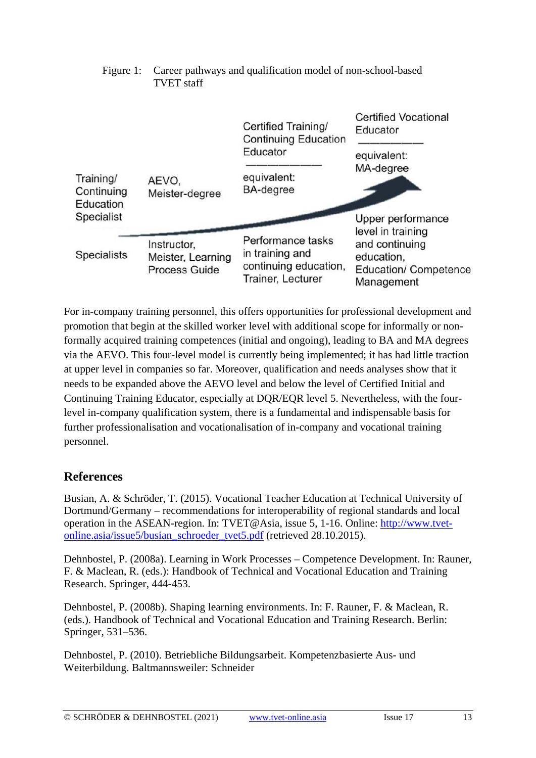Figure 1: Career pathways and qualification model of non-school-based TVET staff

| Training/ Continuing Education Specialist | AEVO, Meister-degree | Certified Training/ Continuing Education Educator — equivalent: BA-degree | Certified Vocational Educator — equivalent: MA-degree |
| --- | --- | --- | --- |
| Specialists | Instructor, Meister, Learning Process Guide | Performance tasks in training and continuing education, Trainer, Lecturer | Upper performance level in training and continuing education, Education/ Competence Management |

For in-company training personnel, this offers opportunities for professional development and promotion that begin at the skilled worker level with additional scope for informally or non-formally acquired training competences (initial and ongoing), leading to BA and MA degrees via the AEVO. This four-level model is currently being implemented; it has had little traction at upper level in companies so far. Moreover, qualification and needs analyses show that it needs to be expanded above the AEVO level and below the level of Certified Initial and Continuing Training Educator, especially at DQR/EQR level 5. Nevertheless, with the four-level in-company qualification system, there is a fundamental and indispensable basis for further professionalisation and vocationalisation of in-company and vocational training personnel.

## References

Busian, A. & Schröder, T. (2015). Vocational Teacher Education at Technical University of Dortmund/Germany – recommendations for interoperability of regional standards and local operation in the ASEAN-region. In: TVET@Asia, issue 5, 1-16. Online: http://www.tvet-online.asia/issue5/busian_schroeder_tvet5.pdf (retrieved 28.10.2015).

Dehnbostel, P. (2008a). Learning in Work Processes – Competence Development. In: Rauner, F. & Maclean, R. (eds.): Handbook of Technical and Vocational Education and Training Research. Springer, 444-453.

Dehnbostel, P. (2008b). Shaping learning environments. In: F. Rauner, F. & Maclean, R. (eds.). Handbook of Technical and Vocational Education and Training Research. Berlin: Springer, 531–536.

Dehnbostel, P. (2010). Betriebliche Bildungsarbeit. Kompetenzbasierte Aus- und Weiterbildung. Baltmannsweiler: Schneider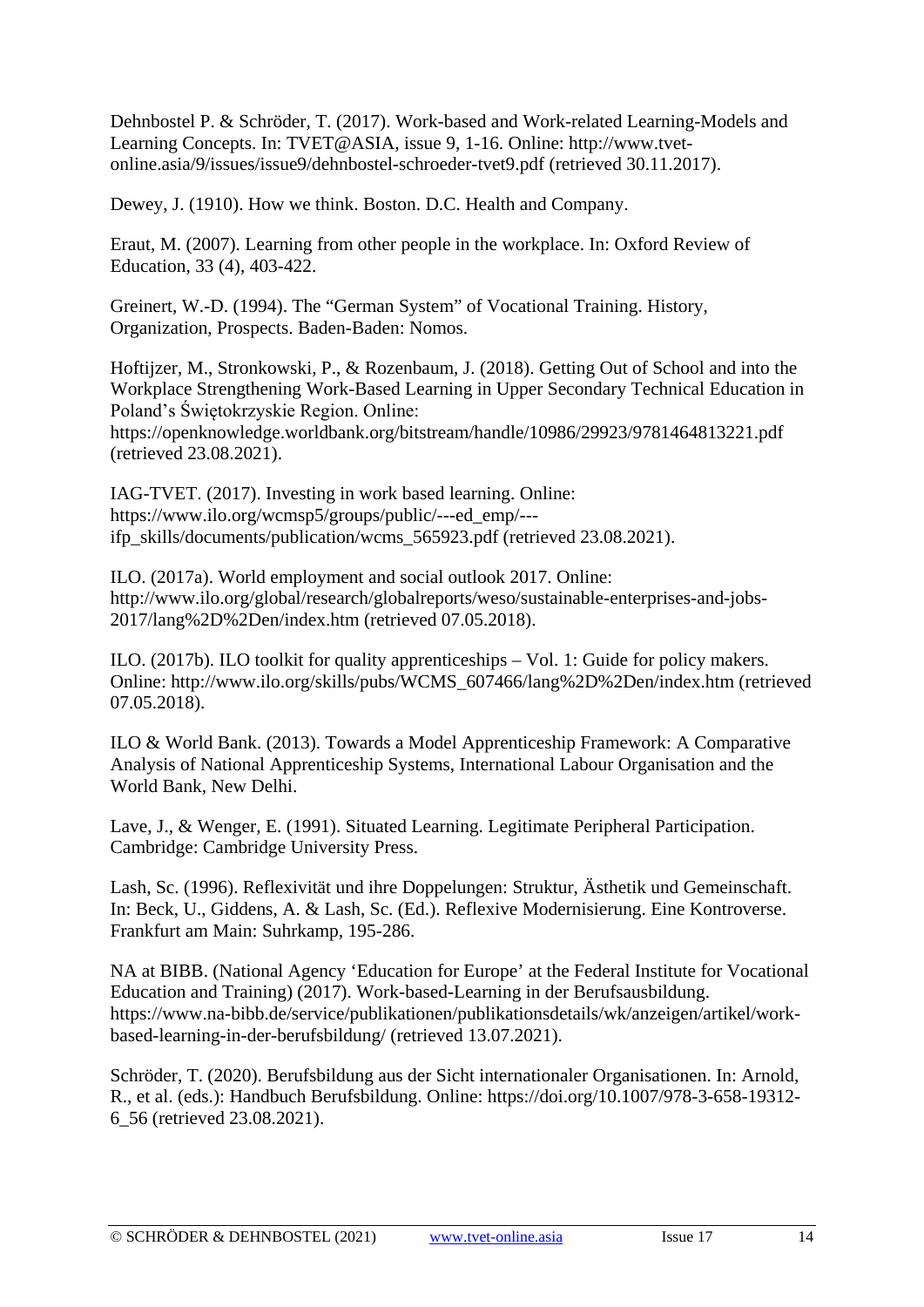Dehnbostel P. & Schröder, T. (2017). Work-based and Work-related Learning-Models and Learning Concepts. In: TVET@ASIA, issue 9, 1-16. Online: http://www.tvet-online.asia/9/issues/issue9/dehnbostel-schroeder-tvet9.pdf (retrieved 30.11.2017).

Dewey, J. (1910). How we think. Boston. D.C. Health and Company.

Eraut, M. (2007). Learning from other people in the workplace. In: Oxford Review of Education, 33 (4), 403-422.

Greinert, W.-D. (1994). The "German System" of Vocational Training. History, Organization, Prospects. Baden-Baden: Nomos.

Hoftijzer, M., Stronkowski, P., & Rozenbaum, J. (2018). Getting Out of School and into the Workplace Strengthening Work-Based Learning in Upper Secondary Technical Education in Poland's Świętokrzyskie Region. Online: https://openknowledge.worldbank.org/bitstream/handle/10986/29923/9781464813221.pdf (retrieved 23.08.2021).

IAG-TVET. (2017). Investing in work based learning. Online: https://www.ilo.org/wcmsp5/groups/public/---ed_emp/---ifp_skills/documents/publication/wcms_565923.pdf (retrieved 23.08.2021).

ILO. (2017a). World employment and social outlook 2017. Online: http://www.ilo.org/global/research/globalreports/weso/sustainable-enterprises-and-jobs-2017/lang%2D%2Den/index.htm (retrieved 07.05.2018).

ILO. (2017b). ILO toolkit for quality apprenticeships – Vol. 1: Guide for policy makers. Online: http://www.ilo.org/skills/pubs/WCMS_607466/lang%2D%2Den/index.htm (retrieved 07.05.2018).

ILO & World Bank. (2013). Towards a Model Apprenticeship Framework: A Comparative Analysis of National Apprenticeship Systems, International Labour Organisation and the World Bank, New Delhi.

Lave, J., & Wenger, E. (1991). Situated Learning. Legitimate Peripheral Participation. Cambridge: Cambridge University Press.

Lash, Sc. (1996). Reflexivität und ihre Doppelungen: Struktur, Ästhetik und Gemeinschaft. In: Beck, U., Giddens, A. & Lash, Sc. (Ed.). Reflexive Modernisierung. Eine Kontroverse. Frankfurt am Main: Suhrkamp, 195-286.

NA at BIBB. (National Agency 'Education for Europe' at the Federal Institute for Vocational Education and Training) (2017). Work-based-Learning in der Berufsausbildung. https://www.na-bibb.de/service/publikationen/publikationsdetails/wk/anzeigen/artikel/work-based-learning-in-der-berufsbildung/ (retrieved 13.07.2021).

Schröder, T. (2020). Berufsbildung aus der Sicht internationaler Organisationen. In: Arnold, R., et al. (eds.): Handbuch Berufsbildung. Online: https://doi.org/10.1007/978-3-658-19312-6_56 (retrieved 23.08.2021).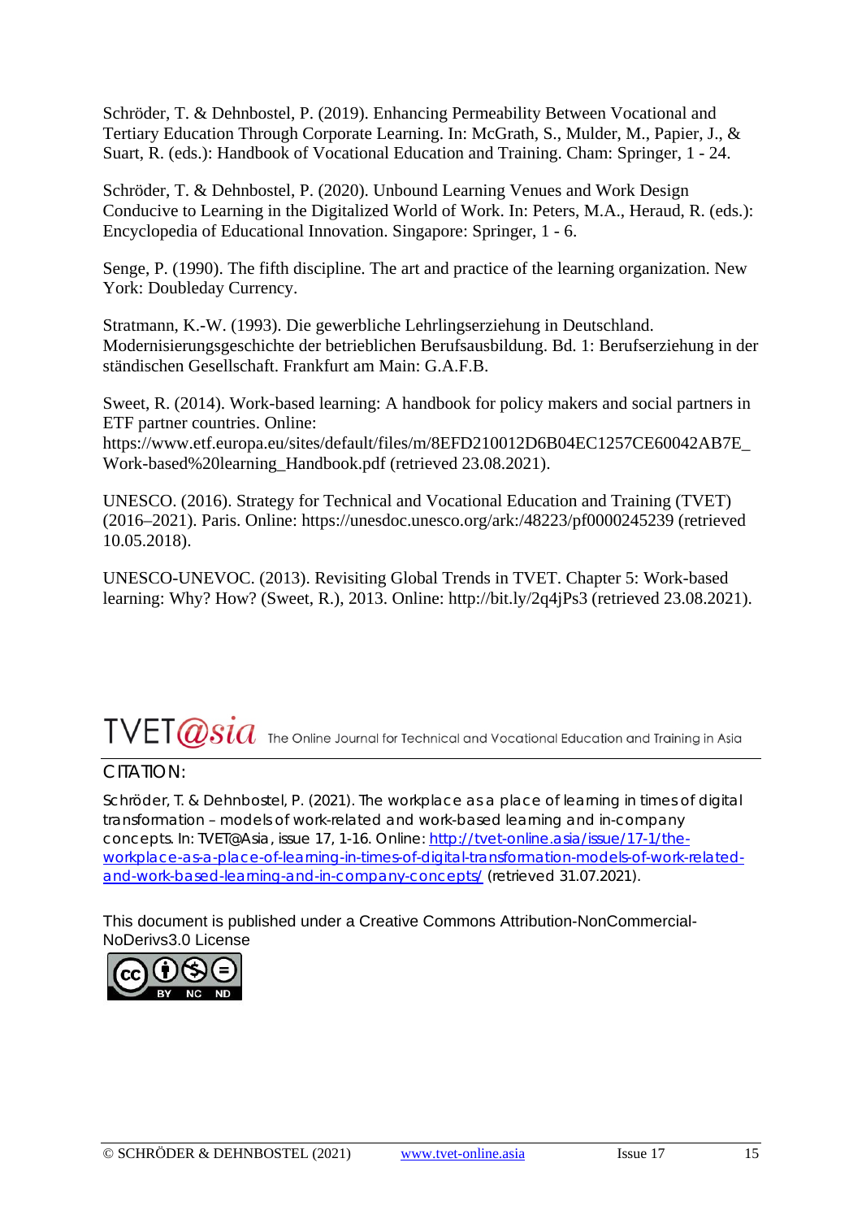Schröder, T. & Dehnbostel, P. (2019). Enhancing Permeability Between Vocational and Tertiary Education Through Corporate Learning. In: McGrath, S., Mulder, M., Papier, J., & Suart, R. (eds.): Handbook of Vocational Education and Training. Cham: Springer, 1 - 24.

Schröder, T. & Dehnbostel, P. (2020). Unbound Learning Venues and Work Design Conducive to Learning in the Digitalized World of Work. In: Peters, M.A., Heraud, R. (eds.): Encyclopedia of Educational Innovation. Singapore: Springer, 1 - 6.

Senge, P. (1990). The fifth discipline. The art and practice of the learning organization. New York: Doubleday Currency.

Stratmann, K.-W. (1993). Die gewerbliche Lehrlingserziehung in Deutschland. Modernisierungsgeschichte der betrieblichen Berufsausbildung. Bd. 1: Berufserziehung in der ständischen Gesellschaft. Frankfurt am Main: G.A.F.B.

Sweet, R. (2014). Work-based learning: A handbook for policy makers and social partners in ETF partner countries. Online: https://www.etf.europa.eu/sites/default/files/m/8EFD210012D6B04EC1257CE60042AB7E_Work-based%20learning_Handbook.pdf (retrieved 23.08.2021).

UNESCO. (2016). Strategy for Technical and Vocational Education and Training (TVET) (2016–2021). Paris. Online: https://unesdoc.unesco.org/ark:/48223/pf0000245239 (retrieved 10.05.2018).

UNESCO-UNEVOC. (2013). Revisiting Global Trends in TVET. Chapter 5: Work-based learning: Why? How? (Sweet, R.), 2013. Online: http://bit.ly/2q4jPs3 (retrieved 23.08.2021).

TVET@asia The Online Journal for Technical and Vocational Education and Training in Asia

CITATION:

Schröder, T. & Dehnbostel, P. (2021). The workplace as a place of learning in times of digital transformation – models of work-related and work-based learning and in-company concepts. In: TVET@Asia, issue 17, 1-16. Online: http://tvet-online.asia/issue/17-1/the-workplace-as-a-place-of-learning-in-times-of-digital-transformation-models-of-work-related-and-work-based-learning-and-in-company-concepts/ (retrieved 31.07.2021).

This document is published under a Creative Commons Attribution-NonCommercial-NoDerivs3.0 License